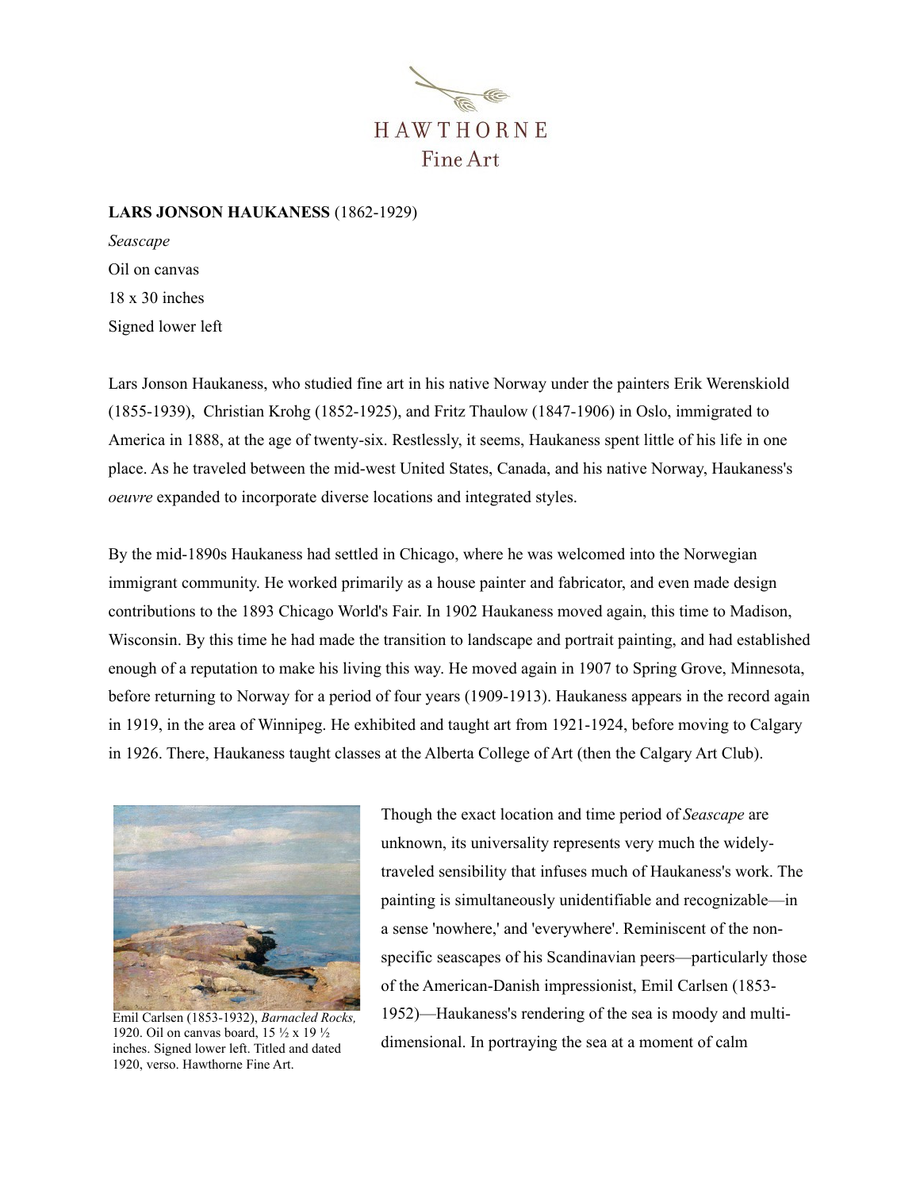HAWTHORNE
Fine Art

**LARS JONSON HAUKANESS** (1862-1929)

*Seascape*

Oil on canvas

18 x 30 inches

Signed lower left

Lars Jonson Haukaness, who studied fine art in his native Norway under the painters Erik Werenskiold (1855-1939), Christian Krohg (1852-1925), and Fritz Thaulow (1847-1906) in Oslo, immigrated to America in 1888, at the age of twenty-six. Restlessly, it seems, Haukaness spent little of his life in one place. As he traveled between the mid-west United States, Canada, and his native Norway, Haukaness's *oeuvre* expanded to incorporate diverse locations and integrated styles.

By the mid-1890s Haukaness had settled in Chicago, where he was welcomed into the Norwegian immigrant community. He worked primarily as a house painter and fabricator, and even made design contributions to the 1893 Chicago World's Fair. In 1902 Haukaness moved again, this time to Madison, Wisconsin. By this time he had made the transition to landscape and portrait painting, and had established enough of a reputation to make his living this way. He moved again in 1907 to Spring Grove, Minnesota, before returning to Norway for a period of four years (1909-1913). Haukaness appears in the record again in 1919, in the area of Winnipeg. He exhibited and taught art from 1921-1924, before moving to Calgary in 1926. There, Haukaness taught classes at the Alberta College of Art (then the Calgary Art Club).

Emil Carlsen (1853-1932), *Barnacled Rocks,* 1920. Oil on canvas board, 15 ½ x 19 ½ inches. Signed lower left. Titled and dated 1920, verso. Hawthorne Fine Art.

Though the exact location and time period of *Seascape* are unknown, its universality represents very much the widely-traveled sensibility that infuses much of Haukaness's work. The painting is simultaneously unidentifiable and recognizable—in a sense 'nowhere,' and 'everywhere'. Reminiscent of the non-specific seascapes of his Scandinavian peers—particularly those of the American-Danish impressionist, Emil Carlsen (1853-1952)—Haukaness's rendering of the sea is moody and multi-dimensional. In portraying the sea at a moment of calm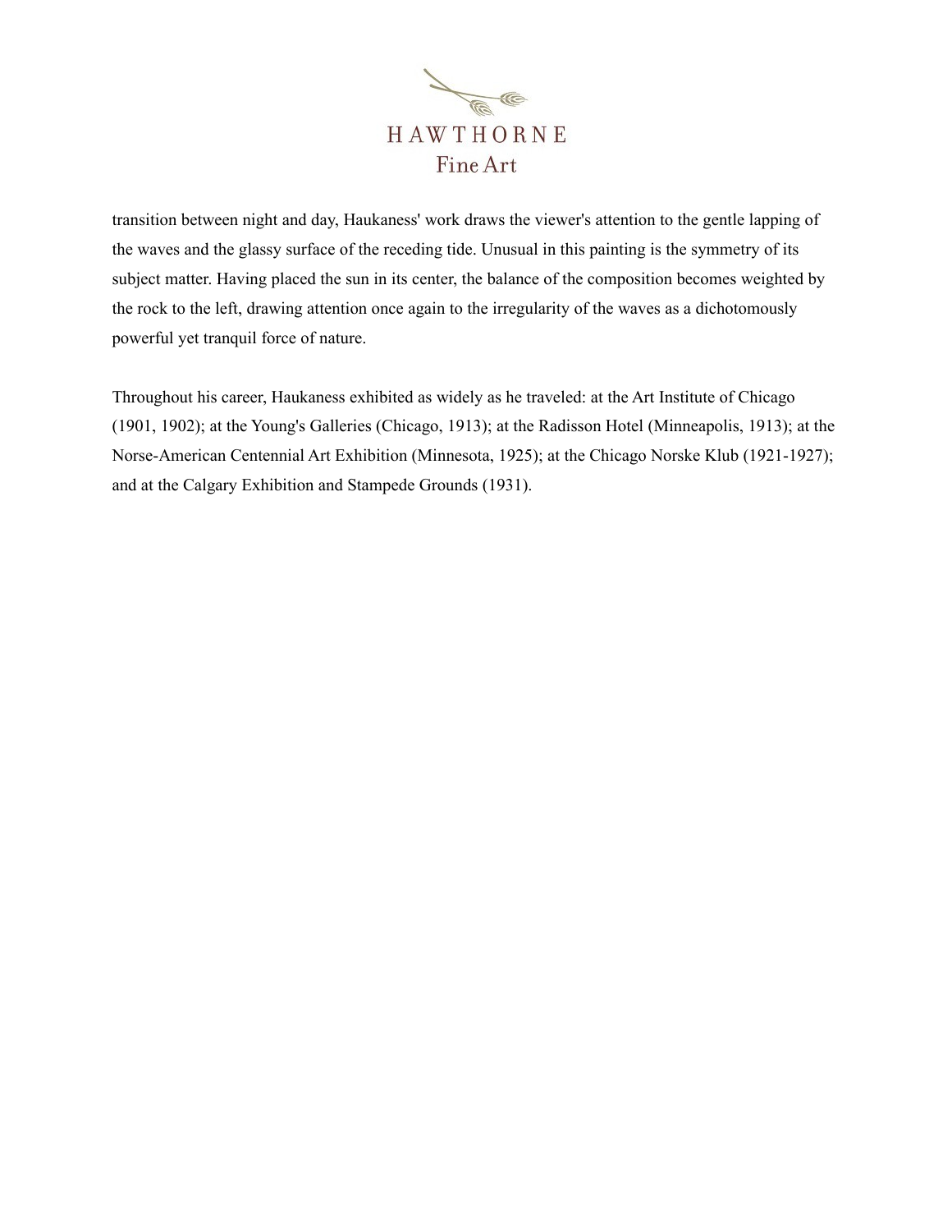transition between night and day, Haukaness' work draws the viewer's attention to the gentle lapping of the waves and the glassy surface of the receding tide. Unusual in this painting is the symmetry of its subject matter. Having placed the sun in its center, the balance of the composition becomes weighted by the rock to the left, drawing attention once again to the irregularity of the waves as a dichotomously powerful yet tranquil force of nature.

Throughout his career, Haukaness exhibited as widely as he traveled: at the Art Institute of Chicago (1901, 1902); at the Young's Galleries (Chicago, 1913); at the Radisson Hotel (Minneapolis, 1913); at the Norse-American Centennial Art Exhibition (Minnesota, 1925); at the Chicago Norske Klub (1921-1927); and at the Calgary Exhibition and Stampede Grounds (1931).